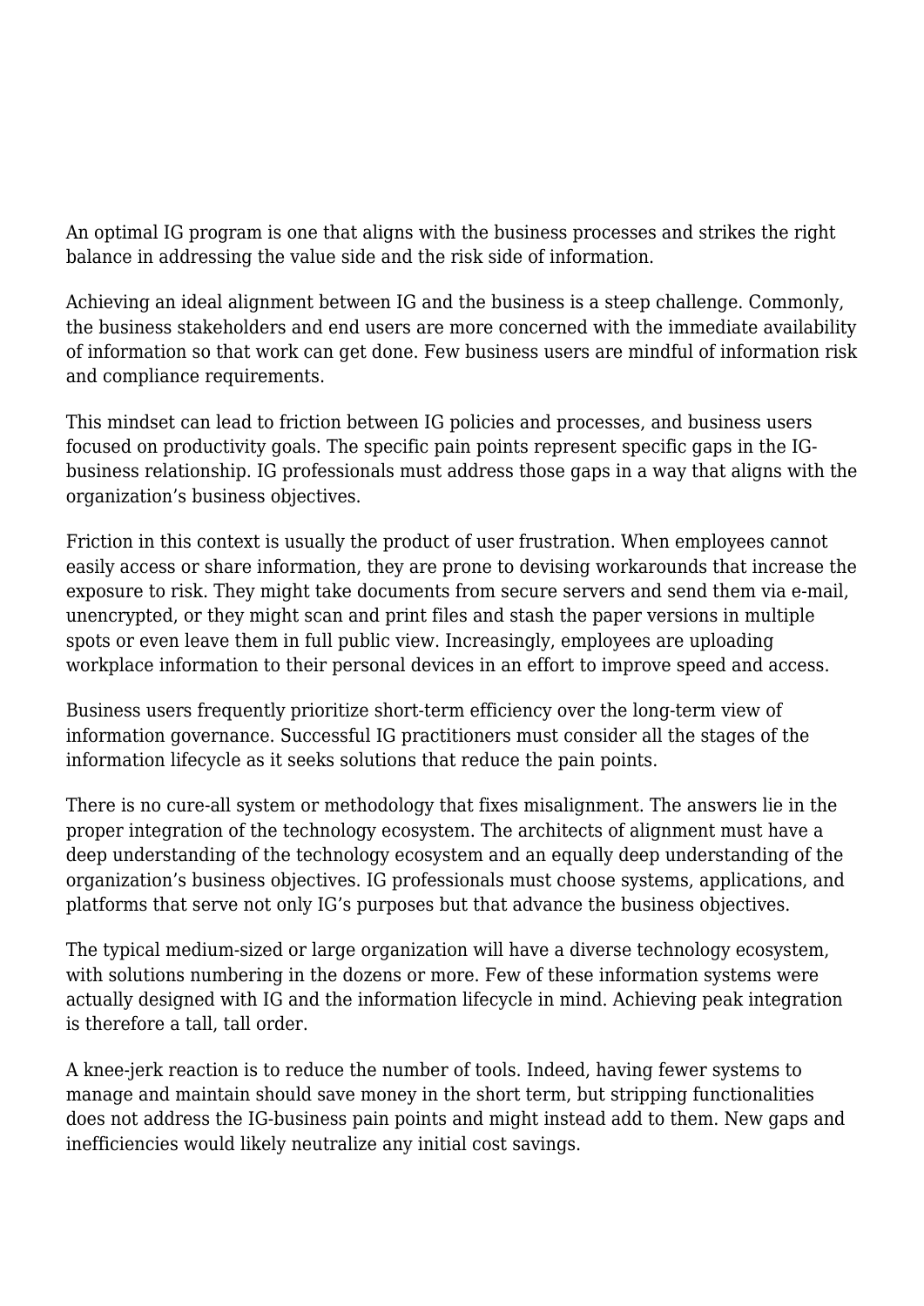An optimal IG program is one that aligns with the business processes and strikes the right balance in addressing the value side and the risk side of information.

Achieving an ideal alignment between IG and the business is a steep challenge. Commonly, the business stakeholders and end users are more concerned with the immediate availability of information so that work can get done. Few business users are mindful of information risk and compliance requirements.

This mindset can lead to friction between IG policies and processes, and business users focused on productivity goals. The specific pain points represent specific gaps in the IG-business relationship. IG professionals must address those gaps in a way that aligns with the organization's business objectives.

Friction in this context is usually the product of user frustration. When employees cannot easily access or share information, they are prone to devising workarounds that increase the exposure to risk. They might take documents from secure servers and send them via e-mail, unencrypted, or they might scan and print files and stash the paper versions in multiple spots or even leave them in full public view. Increasingly, employees are uploading workplace information to their personal devices in an effort to improve speed and access.

Business users frequently prioritize short-term efficiency over the long-term view of information governance. Successful IG practitioners must consider all the stages of the information lifecycle as it seeks solutions that reduce the pain points.

There is no cure-all system or methodology that fixes misalignment. The answers lie in the proper integration of the technology ecosystem. The architects of alignment must have a deep understanding of the technology ecosystem and an equally deep understanding of the organization's business objectives. IG professionals must choose systems, applications, and platforms that serve not only IG's purposes but that advance the business objectives.

The typical medium-sized or large organization will have a diverse technology ecosystem, with solutions numbering in the dozens or more. Few of these information systems were actually designed with IG and the information lifecycle in mind. Achieving peak integration is therefore a tall, tall order.

A knee-jerk reaction is to reduce the number of tools. Indeed, having fewer systems to manage and maintain should save money in the short term, but stripping functionalities does not address the IG-business pain points and might instead add to them. New gaps and inefficiencies would likely neutralize any initial cost savings.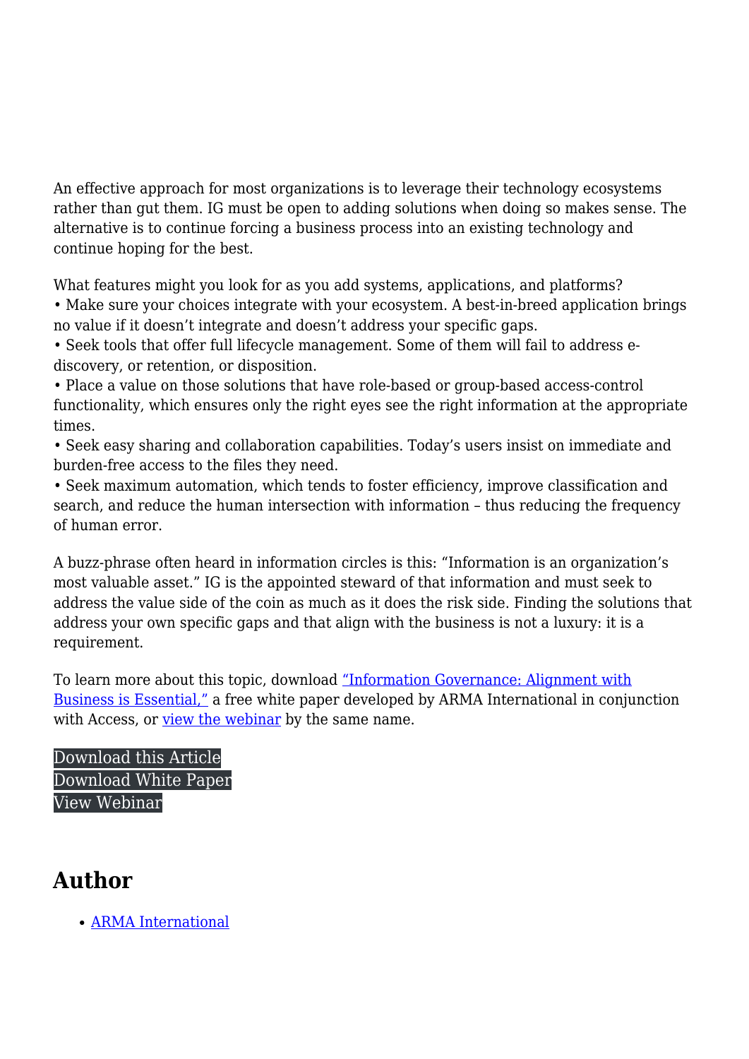An effective approach for most organizations is to leverage their technology ecosystems rather than gut them. IG must be open to adding solutions when doing so makes sense. The alternative is to continue forcing a business process into an existing technology and continue hoping for the best.

What features might you look for as you add systems, applications, and platforms?

• Make sure your choices integrate with your ecosystem. A best-in-breed application brings no value if it doesn't integrate and doesn't address your specific gaps.
• Seek tools that offer full lifecycle management. Some of them will fail to address e-discovery, or retention, or disposition.
• Place a value on those solutions that have role-based or group-based access-control functionality, which ensures only the right eyes see the right information at the appropriate times.
• Seek easy sharing and collaboration capabilities. Today's users insist on immediate and burden-free access to the files they need.
• Seek maximum automation, which tends to foster efficiency, improve classification and search, and reduce the human intersection with information – thus reducing the frequency of human error.

A buzz-phrase often heard in information circles is this: "Information is an organization's most valuable asset." IG is the appointed steward of that information and must seek to address the value side of the coin as much as it does the risk side. Finding the solutions that address your own specific gaps and that align with the business is not a luxury: it is a requirement.

To learn more about this topic, download "Information Governance: Alignment with Business is Essential," a free white paper developed by ARMA International in conjunction with Access, or view the webinar by the same name.

Download this Article
Download White Paper
View Webinar

## Author

- ARMA International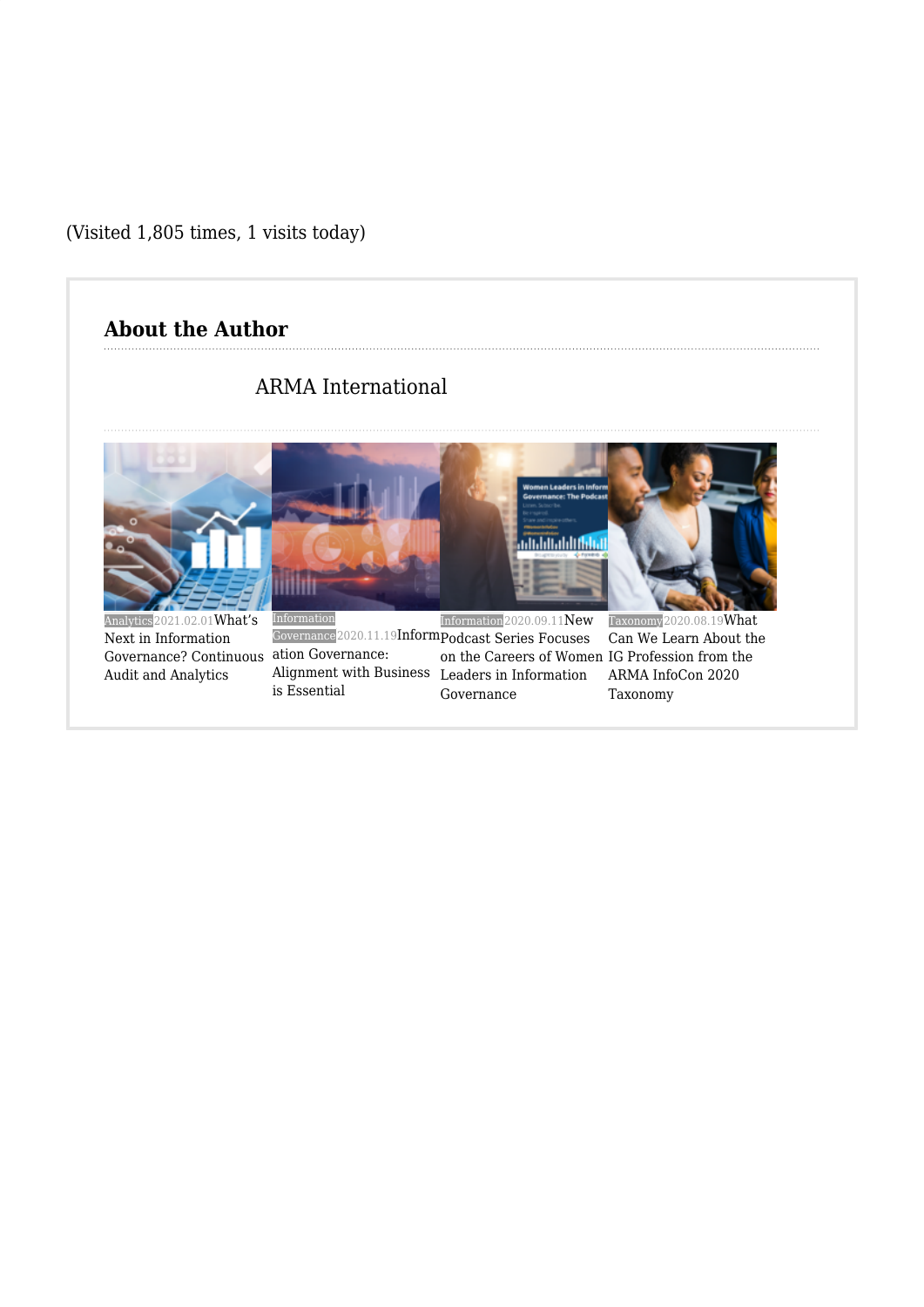(Visited 1,805 times, 1 visits today)

## About the Author

ARMA International

Analytics 2021.02.01 What's Next in Information Governance? Continuous Audit and Analytics

Information Governance 2020.11.19 Information Governance: Alignment with Business is Essential

Information 2020.09.11 New Podcast Series Focuses on the Careers of Women Leaders in Information Governance

Taxonomy 2020.08.19 What Can We Learn About the IG Profession from the ARMA InfoCon 2020 Taxonomy